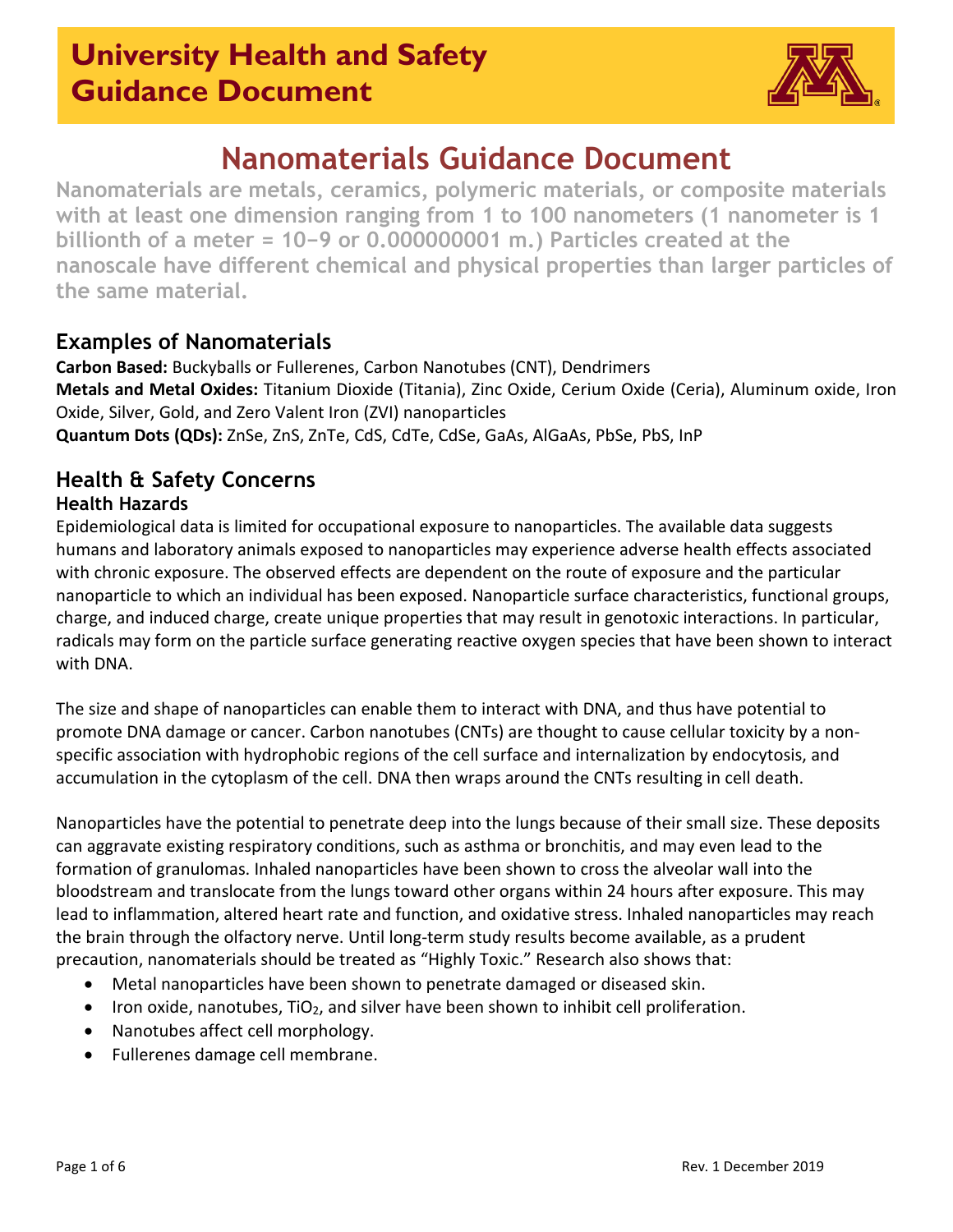# University Health and Safety Guidance Document

# Nanomaterials Guidance Document

**Nanomaterials are metals, ceramics, polymeric materials, or composite materials with at least one dimension ranging from 1 to 100 nanometers (1 nanometer is 1 billionth of a meter = 10−9 or 0.000000001 m.) Particles created at the nanoscale have different chemical and physical properties than larger particles of the same material.**

## Examples of Nanomaterials

**Carbon Based:** Buckyballs or Fullerenes, Carbon Nanotubes (CNT), Dendrimers
**Metals and Metal Oxides:** Titanium Dioxide (Titania), Zinc Oxide, Cerium Oxide (Ceria), Aluminum oxide, Iron Oxide, Silver, Gold, and Zero Valent Iron (ZVI) nanoparticles
**Quantum Dots (QDs):** ZnSe, ZnS, ZnTe, CdS, CdTe, CdSe, GaAs, AlGaAs, PbSe, PbS, InP

## Health & Safety Concerns

### Health Hazards

Epidemiological data is limited for occupational exposure to nanoparticles. The available data suggests humans and laboratory animals exposed to nanoparticles may experience adverse health effects associated with chronic exposure. The observed effects are dependent on the route of exposure and the particular nanoparticle to which an individual has been exposed. Nanoparticle surface characteristics, functional groups, charge, and induced charge, create unique properties that may result in genotoxic interactions. In particular, radicals may form on the particle surface generating reactive oxygen species that have been shown to interact with DNA.

The size and shape of nanoparticles can enable them to interact with DNA, and thus have potential to promote DNA damage or cancer. Carbon nanotubes (CNTs) are thought to cause cellular toxicity by a non-specific association with hydrophobic regions of the cell surface and internalization by endocytosis, and accumulation in the cytoplasm of the cell. DNA then wraps around the CNTs resulting in cell death.

Nanoparticles have the potential to penetrate deep into the lungs because of their small size. These deposits can aggravate existing respiratory conditions, such as asthma or bronchitis, and may even lead to the formation of granulomas. Inhaled nanoparticles have been shown to cross the alveolar wall into the bloodstream and translocate from the lungs toward other organs within 24 hours after exposure. This may lead to inflammation, altered heart rate and function, and oxidative stress. Inhaled nanoparticles may reach the brain through the olfactory nerve. Until long-term study results become available, as a prudent precaution, nanomaterials should be treated as "Highly Toxic." Research also shows that:

- Metal nanoparticles have been shown to penetrate damaged or diseased skin.
- Iron oxide, nanotubes, $TiO_2$, and silver have been shown to inhibit cell proliferation.
- Nanotubes affect cell morphology.
- Fullerenes damage cell membrane.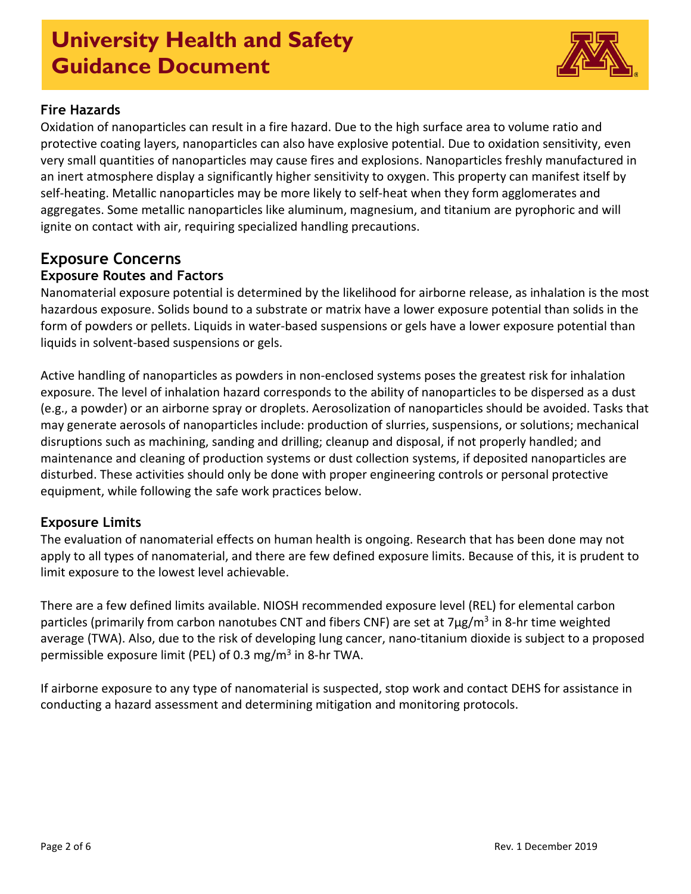### Fire Hazards

Oxidation of nanoparticles can result in a fire hazard. Due to the high surface area to volume ratio and protective coating layers, nanoparticles can also have explosive potential. Due to oxidation sensitivity, even very small quantities of nanoparticles may cause fires and explosions. Nanoparticles freshly manufactured in an inert atmosphere display a significantly higher sensitivity to oxygen. This property can manifest itself by self-heating. Metallic nanoparticles may be more likely to self-heat when they form agglomerates and aggregates. Some metallic nanoparticles like aluminum, magnesium, and titanium are pyrophoric and will ignite on contact with air, requiring specialized handling precautions.

## Exposure Concerns

### Exposure Routes and Factors

Nanomaterial exposure potential is determined by the likelihood for airborne release, as inhalation is the most hazardous exposure. Solids bound to a substrate or matrix have a lower exposure potential than solids in the form of powders or pellets. Liquids in water-based suspensions or gels have a lower exposure potential than liquids in solvent-based suspensions or gels.

Active handling of nanoparticles as powders in non-enclosed systems poses the greatest risk for inhalation exposure. The level of inhalation hazard corresponds to the ability of nanoparticles to be dispersed as a dust (e.g., a powder) or an airborne spray or droplets. Aerosolization of nanoparticles should be avoided. Tasks that may generate aerosols of nanoparticles include: production of slurries, suspensions, or solutions; mechanical disruptions such as machining, sanding and drilling; cleanup and disposal, if not properly handled; and maintenance and cleaning of production systems or dust collection systems, if deposited nanoparticles are disturbed. These activities should only be done with proper engineering controls or personal protective equipment, while following the safe work practices below.

### Exposure Limits

The evaluation of nanomaterial effects on human health is ongoing. Research that has been done may not apply to all types of nanomaterial, and there are few defined exposure limits. Because of this, it is prudent to limit exposure to the lowest level achievable.

There are a few defined limits available. NIOSH recommended exposure level (REL) for elemental carbon particles (primarily from carbon nanotubes CNT and fibers CNF) are set at 7μg/m$^3$ in 8-hr time weighted average (TWA). Also, due to the risk of developing lung cancer, nano-titanium dioxide is subject to a proposed permissible exposure limit (PEL) of 0.3 mg/m$^3$ in 8-hr TWA.

If airborne exposure to any type of nanomaterial is suspected, stop work and contact DEHS for assistance in conducting a hazard assessment and determining mitigation and monitoring protocols.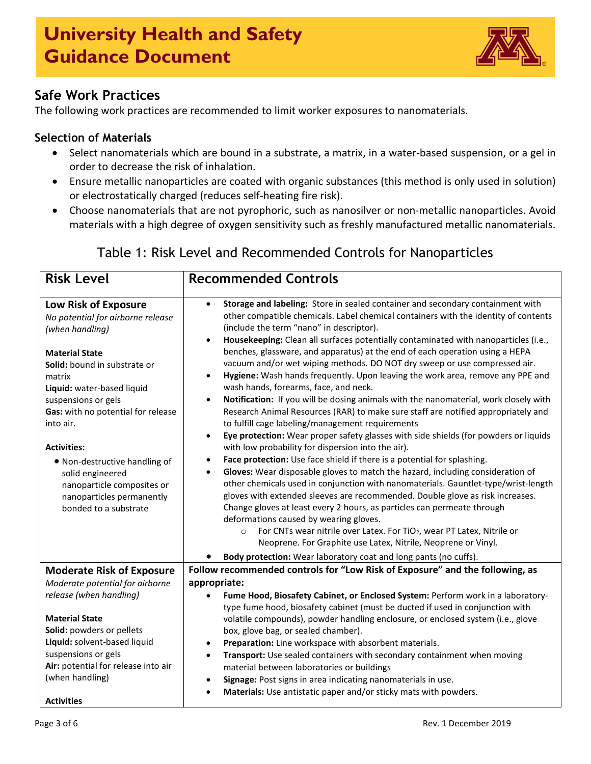## Safe Work Practices

The following work practices are recommended to limit worker exposures to nanomaterials.

### Selection of Materials

- Select nanomaterials which are bound in a substrate, a matrix, in a water-based suspension, or a gel in order to decrease the risk of inhalation.
- Ensure metallic nanoparticles are coated with organic substances (this method is only used in solution) or electrostatically charged (reduces self-heating fire risk).
- Choose nanomaterials that are not pyrophoric, such as nanosilver or non-metallic nanoparticles. Avoid materials with a high degree of oxygen sensitivity such as freshly manufactured metallic nanomaterials.

Table 1: Risk Level and Recommended Controls for Nanoparticles

| Risk Level | Recommended Controls |
|---|---|
| **Low Risk of Exposure**<br>*No potential for airborne release (when handling)*<br><br>**Material State**<br>**Solid:** bound in substrate or matrix<br>**Liquid:** water-based liquid suspensions or gels<br>**Gas:** with no potential for release into air.<br><br>**Activities:**<br>• Non-destructive handling of solid engineered nanoparticle composites or nanoparticles permanently bonded to a substrate | • **Storage and labeling:** Store in sealed container and secondary containment with other compatible chemicals. Label chemical containers with the identity of contents (include the term "nano" in descriptor).<br>• **Housekeeping:** Clean all surfaces potentially contaminated with nanoparticles (i.e., benches, glassware, and apparatus) at the end of each operation using a HEPA vacuum and/or wet wiping methods. DO NOT dry sweep or use compressed air.<br>• **Hygiene:** Wash hands frequently. Upon leaving the work area, remove any PPE and wash hands, forearms, face, and neck.<br>• **Notification:** If you will be dosing animals with the nanomaterial, work closely with Research Animal Resources (RAR) to make sure staff are notified appropriately and to fulfill cage labeling/management requirements<br>• **Eye protection:** Wear proper safety glasses with side shields (for powders or liquids with low probability for dispersion into the air).<br>• **Face protection:** Use face shield if there is a potential for splashing.<br>• **Gloves:** Wear disposable gloves to match the hazard, including consideration of other chemicals used in conjunction with nanomaterials. Gauntlet-type/wrist-length gloves with extended sleeves are recommended. Double glove as risk increases. Change gloves at least every 2 hours, as particles can permeate through deformations caused by wearing gloves.<br>  ○ For CNTs wear nitrile over Latex. For $TiO_2$, wear PT Latex, Nitrile or Neoprene. For Graphite use Latex, Nitrile, Neoprene or Vinyl.<br>• **Body protection:** Wear laboratory coat and long pants (no cuffs). |
| **Moderate Risk of Exposure**<br>*Moderate potential for airborne release (when handling)*<br><br>**Material State**<br>**Solid:** powders or pellets<br>**Liquid:** solvent-based liquid suspensions or gels<br>**Air:** potential for release into air (when handling)<br><br>**Activities** | **Follow recommended controls for "Low Risk of Exposure" and the following, as appropriate:**<br>• **Fume Hood, Biosafety Cabinet, or Enclosed System:** Perform work in a laboratory-type fume hood, biosafety cabinet (must be ducted if used in conjunction with volatile compounds), powder handling enclosure, or enclosed system (i.e., glove box, glove bag, or sealed chamber).<br>• **Preparation:** Line workspace with absorbent materials.<br>• **Transport:** Use sealed containers with secondary containment when moving material between laboratories or buildings<br>• **Signage:** Post signs in area indicating nanomaterials in use.<br>• **Materials:** Use antistatic paper and/or sticky mats with powders. |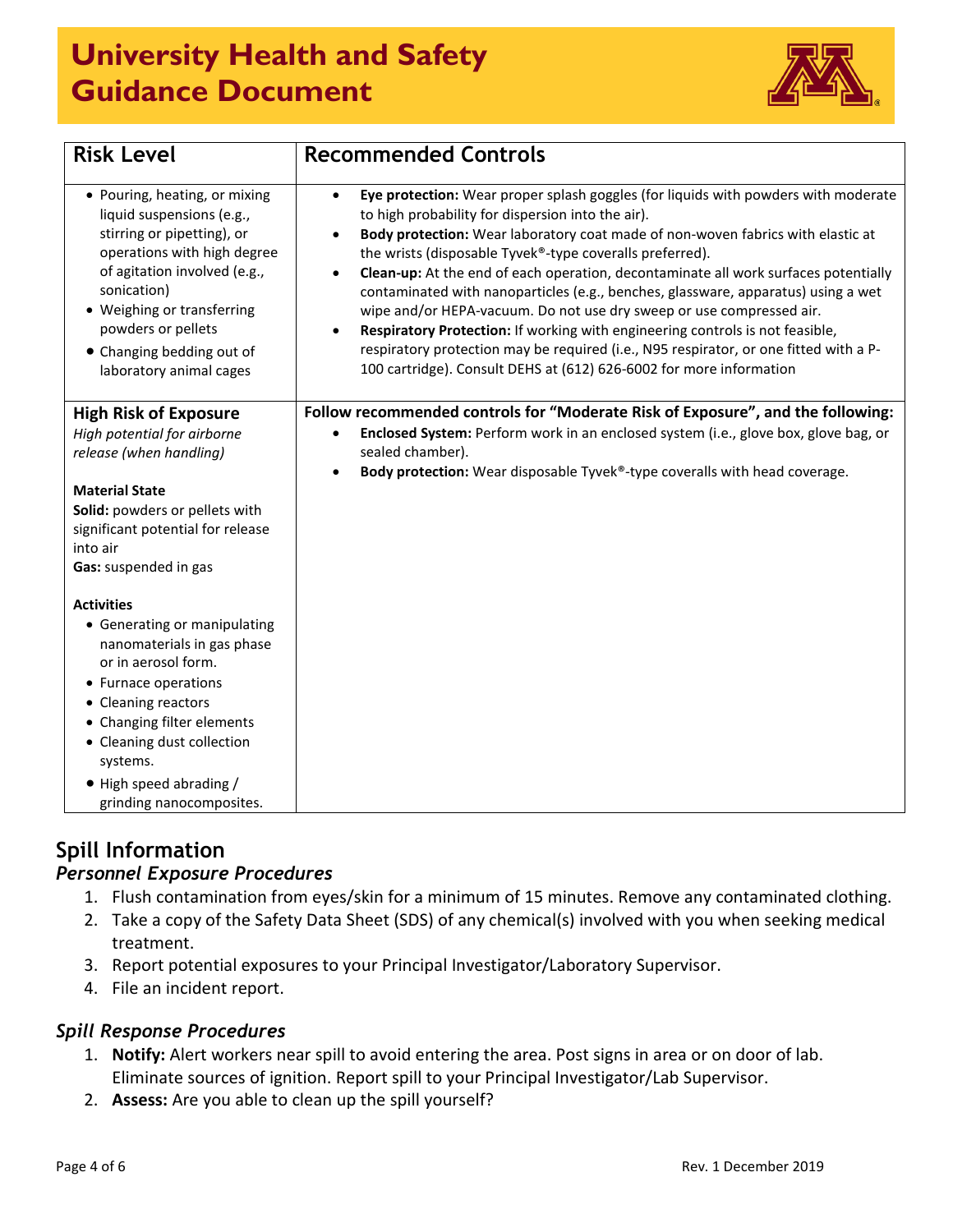| Risk Level | Recommended Controls |
| --- | --- |
| • Pouring, heating, or mixing liquid suspensions (e.g., stirring or pipetting), or operations with high degree of agitation involved (e.g., sonication)<br>• Weighing or transferring powders or pellets<br>• Changing bedding out of laboratory animal cages | • **Eye protection:** Wear proper splash goggles (for liquids with powders with moderate to high probability for dispersion into the air).<br>• **Body protection:** Wear laboratory coat made of non-woven fabrics with elastic at the wrists (disposable Tyvek®-type coveralls preferred).<br>• **Clean-up:** At the end of each operation, decontaminate all work surfaces potentially contaminated with nanoparticles (e.g., benches, glassware, apparatus) using a wet wipe and/or HEPA-vacuum. Do not use dry sweep or use compressed air.<br>• **Respiratory Protection:** If working with engineering controls is not feasible, respiratory protection may be required (i.e., N95 respirator, or one fitted with a P-100 cartridge). Consult DEHS at (612) 626-6002 for more information |
| **High Risk of Exposure**<br>*High potential for airborne release (when handling)*<br><br>**Material State**<br>**Solid:** powders or pellets with significant potential for release into air<br>**Gas:** suspended in gas<br><br>**Activities**<br>• Generating or manipulating nanomaterials in gas phase or in aerosol form.<br>• Furnace operations<br>• Cleaning reactors<br>• Changing filter elements<br>• Cleaning dust collection systems.<br>• High speed abrading / grinding nanocomposites. | **Follow recommended controls for "Moderate Risk of Exposure", and the following:**<br>• **Enclosed System:** Perform work in an enclosed system (i.e., glove box, glove bag, or sealed chamber).<br>• **Body protection:** Wear disposable Tyvek®-type coveralls with head coverage. |

## Spill Information

### *Personnel Exposure Procedures*

1. Flush contamination from eyes/skin for a minimum of 15 minutes. Remove any contaminated clothing.
2. Take a copy of the Safety Data Sheet (SDS) of any chemical(s) involved with you when seeking medical treatment.
3. Report potential exposures to your Principal Investigator/Laboratory Supervisor.
4. File an incident report.

### *Spill Response Procedures*

1. **Notify:** Alert workers near spill to avoid entering the area. Post signs in area or on door of lab. Eliminate sources of ignition. Report spill to your Principal Investigator/Lab Supervisor.
2. **Assess:** Are you able to clean up the spill yourself?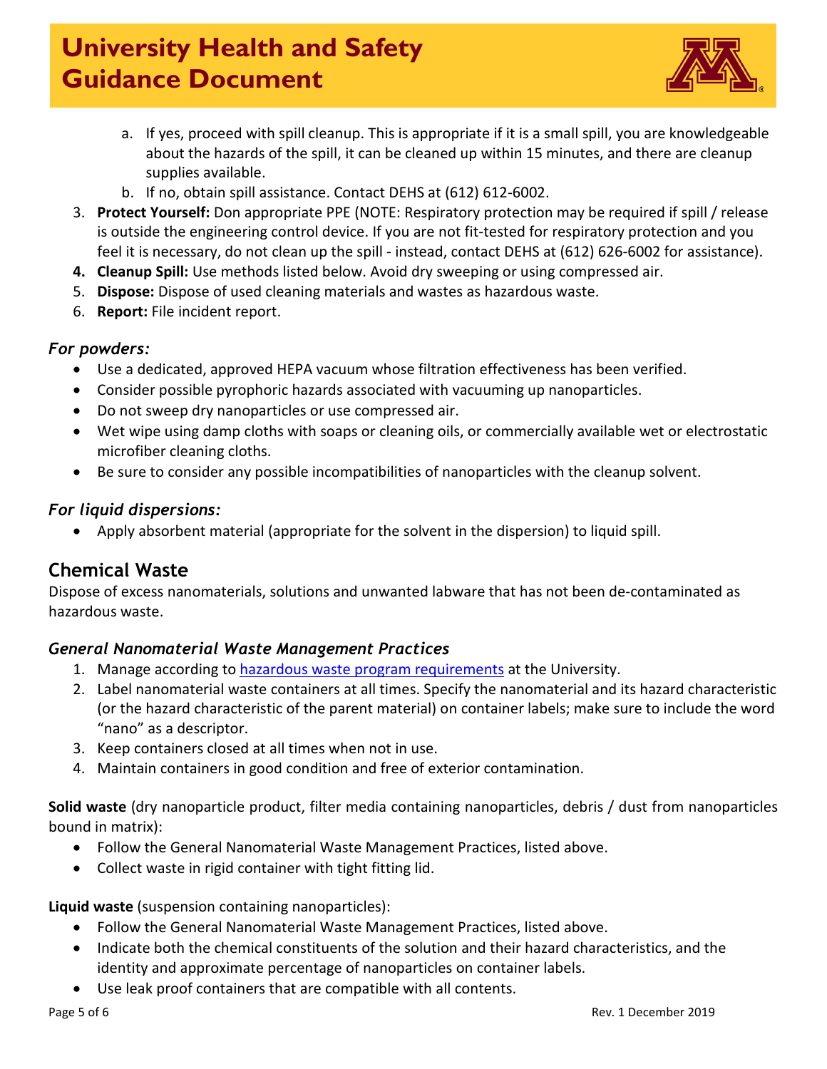a. If yes, proceed with spill cleanup. This is appropriate if it is a small spill, you are knowledgeable about the hazards of the spill, it can be cleaned up within 15 minutes, and there are cleanup supplies available.

b. If no, obtain spill assistance. Contact DEHS at (612) 612-6002.

3. **Protect Yourself:** Don appropriate PPE (NOTE: Respiratory protection may be required if spill / release is outside the engineering control device. If you are not fit-tested for respiratory protection and you feel it is necessary, do not clean up the spill - instead, contact DEHS at (612) 626-6002 for assistance).
4. **Cleanup Spill:** Use methods listed below. Avoid dry sweeping or using compressed air.
5. **Dispose:** Dispose of used cleaning materials and wastes as hazardous waste.
6. **Report:** File incident report.

### *For powders:*

- Use a dedicated, approved HEPA vacuum whose filtration effectiveness has been verified.
- Consider possible pyrophoric hazards associated with vacuuming up nanoparticles.
- Do not sweep dry nanoparticles or use compressed air.
- Wet wipe using damp cloths with soaps or cleaning oils, or commercially available wet or electrostatic microfiber cleaning cloths.
- Be sure to consider any possible incompatibilities of nanoparticles with the cleanup solvent.

### *For liquid dispersions:*

- Apply absorbent material (appropriate for the solvent in the dispersion) to liquid spill.

## Chemical Waste

Dispose of excess nanomaterials, solutions and unwanted labware that has not been de-contaminated as hazardous waste.

### *General Nanomaterial Waste Management Practices*

1. Manage according to hazardous waste program requirements at the University.
2. Label nanomaterial waste containers at all times. Specify the nanomaterial and its hazard characteristic (or the hazard characteristic of the parent material) on container labels; make sure to include the word "nano" as a descriptor.
3. Keep containers closed at all times when not in use.
4. Maintain containers in good condition and free of exterior contamination.

**Solid waste** (dry nanoparticle product, filter media containing nanoparticles, debris / dust from nanoparticles bound in matrix):

- Follow the General Nanomaterial Waste Management Practices, listed above.
- Collect waste in rigid container with tight fitting lid.

**Liquid waste** (suspension containing nanoparticles):

- Follow the General Nanomaterial Waste Management Practices, listed above.
- Indicate both the chemical constituents of the solution and their hazard characteristics, and the identity and approximate percentage of nanoparticles on container labels.
- Use leak proof containers that are compatible with all contents.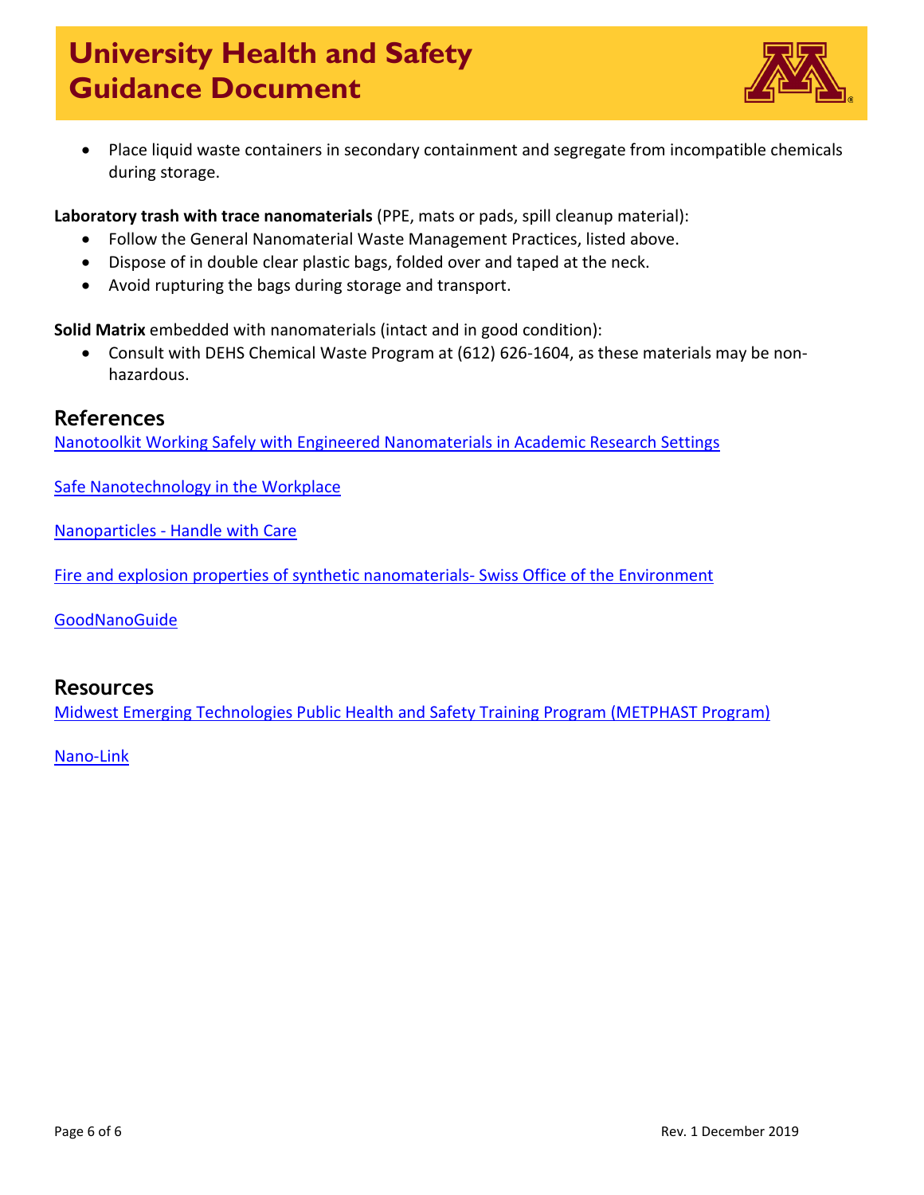- Place liquid waste containers in secondary containment and segregate from incompatible chemicals during storage.

**Laboratory trash with trace nanomaterials** (PPE, mats or pads, spill cleanup material):

- Follow the General Nanomaterial Waste Management Practices, listed above.
- Dispose of in double clear plastic bags, folded over and taped at the neck.
- Avoid rupturing the bags during storage and transport.

**Solid Matrix** embedded with nanomaterials (intact and in good condition):

- Consult with DEHS Chemical Waste Program at (612) 626-1604, as these materials may be non-hazardous.

## References

Nanotoolkit Working Safely with Engineered Nanomaterials in Academic Research Settings

Safe Nanotechnology in the Workplace

Nanoparticles - Handle with Care

Fire and explosion properties of synthetic nanomaterials- Swiss Office of the Environment

GoodNanoGuide

## Resources

Midwest Emerging Technologies Public Health and Safety Training Program (METPHAST Program)

Nano-Link